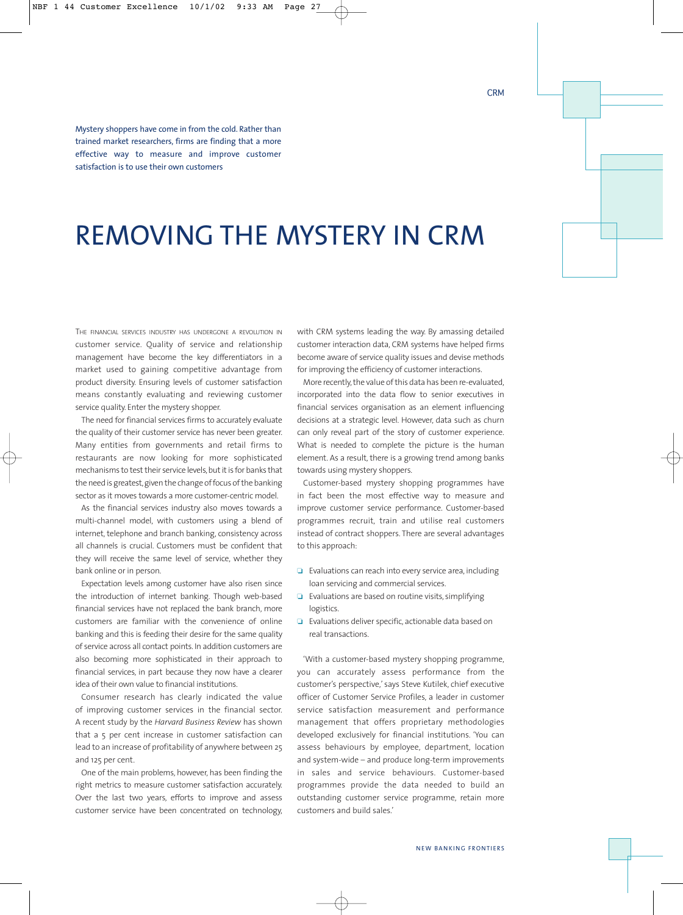Mystery shoppers have come in from the cold. Rather than trained market researchers, firms are finding that a more effective way to measure and improve customer satisfaction is to use their own customers

# REMOVING THE MYSTERY IN CRM

The financial services industry has undergone a revolution in customer service. Quality of service and relationship management have become the key differentiators in a market used to gaining competitive advantage from product diversity. Ensuring levels of customer satisfaction means constantly evaluating and reviewing customer service quality. Enter the mystery shopper.

The need for financial services firms to accurately evaluate the quality of their customer service has never been greater. Many entities from governments and retail firms to restaurants are now looking for more sophisticated mechanisms to test their service levels, but it is for banks that the need is greatest, given the change of focus of the banking sector as it moves towards a more customer-centric model.

As the financial services industry also moves towards a multi-channel model, with customers using a blend of internet, telephone and branch banking, consistency across all channels is crucial. Customers must be confident that they will receive the same level of service, whether they bank online or in person.

Expectation levels among customer have also risen since the introduction of internet banking. Though web-based financial services have not replaced the bank branch, more customers are familiar with the convenience of online banking and this is feeding their desire for the same quality of service across all contact points. In addition customers are also becoming more sophisticated in their approach to financial services, in part because they now have a clearer idea of their own value to financial institutions.

Consumer research has clearly indicated the value of improving customer services in the financial sector. A recent study by the *Harvard Business Review* has shown that a 5 per cent increase in customer satisfaction can lead to an increase of profitability of anywhere between 25 and 125 per cent.

One of the main problems, however, has been finding the right metrics to measure customer satisfaction accurately. Over the last two years, efforts to improve and assess customer service have been concentrated on technology, with CRM systems leading the way. By amassing detailed customer interaction data, CRM systems have helped firms become aware of service quality issues and devise methods for improving the efficiency of customer interactions.

More recently, the value of this data has been re-evaluated, incorporated into the data flow to senior executives in financial services organisation as an element influencing decisions at a strategic level. However, data such as churn can only reveal part of the story of customer experience. What is needed to complete the picture is the human element. As a result, there is a growing trend among banks towards using mystery shoppers.

Customer-based mystery shopping programmes have in fact been the most effective way to measure and improve customer service performance. Customer-based programmes recruit, train and utilise real customers instead of contract shoppers. There are several advantages to this approach:

- Evaluations can reach into every service area, including loan servicing and commercial services.
- Evaluations are based on routine visits, simplifying logistics.
- Evaluations deliver specific, actionable data based on real transactions.

'With a customer-based mystery shopping programme, you can accurately assess performance from the customer's perspective,' says Steve Kutilek, chief executive officer of Customer Service Profiles, a leader in customer service satisfaction measurement and performance management that offers proprietary methodologies developed exclusively for financial institutions. 'You can assess behaviours by employee, department, location and system-wide – and produce long-term improvements in sales and service behaviours. Customer-based programmes provide the data needed to build an outstanding customer service programme, retain more customers and build sales.'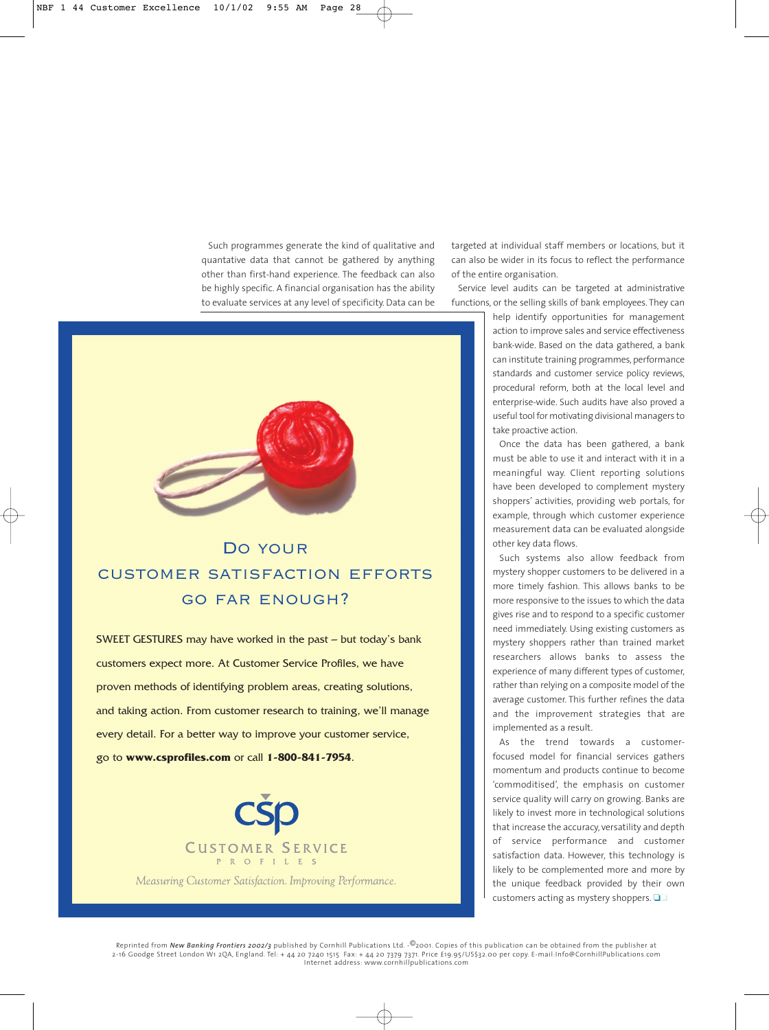Such programmes generate the kind of qualitative and quantative data that cannot be gathered by anything other than first-hand experience. The feedback can also be highly specific. A financial organisation has the ability to evaluate services at any level of specificity. Data can be targeted at individual staff members or locations, but it can also be wider in its focus to reflect the performance of the entire organisation.

Service level audits can be targeted at administrative functions, or the selling skills of bank employees. They can help identify opportunities for management action to improve sales and service effectiveness bank-wide. Based on the data gathered, a bank can institute training programmes, performance standards and customer service policy reviews, procedural reform, both at the local level and enterprise-wide. Such audits have also proved a useful tool for motivating divisional managers to take proactive action.

Once the data has been gathered, a bank must be able to use it and interact with it in a meaningful way. Client reporting solutions have been developed to complement mystery shoppers' activities, providing web portals, for example, through which customer experience measurement data can be evaluated alongside other key data flows.

Such systems also allow feedback from mystery shopper customers to be delivered in a more timely fashion. This allows banks to be more responsive to the issues to which the data gives rise and to respond to a specific customer need immediately. Using existing customers as mystery shoppers rather than trained market researchers allows banks to assess the experience of many different types of customer, rather than relying on a composite model of the average customer. This further refines the data and the improvement strategies that are implemented as a result.

As the trend towards a customer-focused model for financial services gathers momentum and products continue to become 'commoditised', the emphasis on customer service quality will carry on growing. Banks are likely to invest more in technological solutions that increase the accuracy, versatility and depth of service performance and customer satisfaction data. However, this technology is likely to be complemented more and more by the unique feedback provided by their own customers acting as mystery shoppers. ❑

## Do your customer satisfaction efforts go far enough?

SWEET GESTURES may have worked in the past – but today's bank customers expect more. At Customer Service Profiles, we have proven methods of identifying problem areas, creating solutions, and taking action. From customer research to training, we'll manage every detail. For a better way to improve your customer service, go to **www.csprofiles.com** or call **1-800-841-7954**.

csp

Customer Service Profiles

*Measuring Customer Satisfaction. Improving Performance.*

Reprinted from ***New Banking Frontiers 2002/3*** published by Cornhill Publications Ltd. -©2001. Copies of this publication can be obtained from the publisher at 2-16 Goodge Street London W1 2QA, England. Tel: + 44 20 7240 1515 Fax: + 44 20 7379 7371. Price £19.95/US$32.00 per copy. E-mail:Info@CornhillPublications.com Internet address: www.cornhillpublications.com